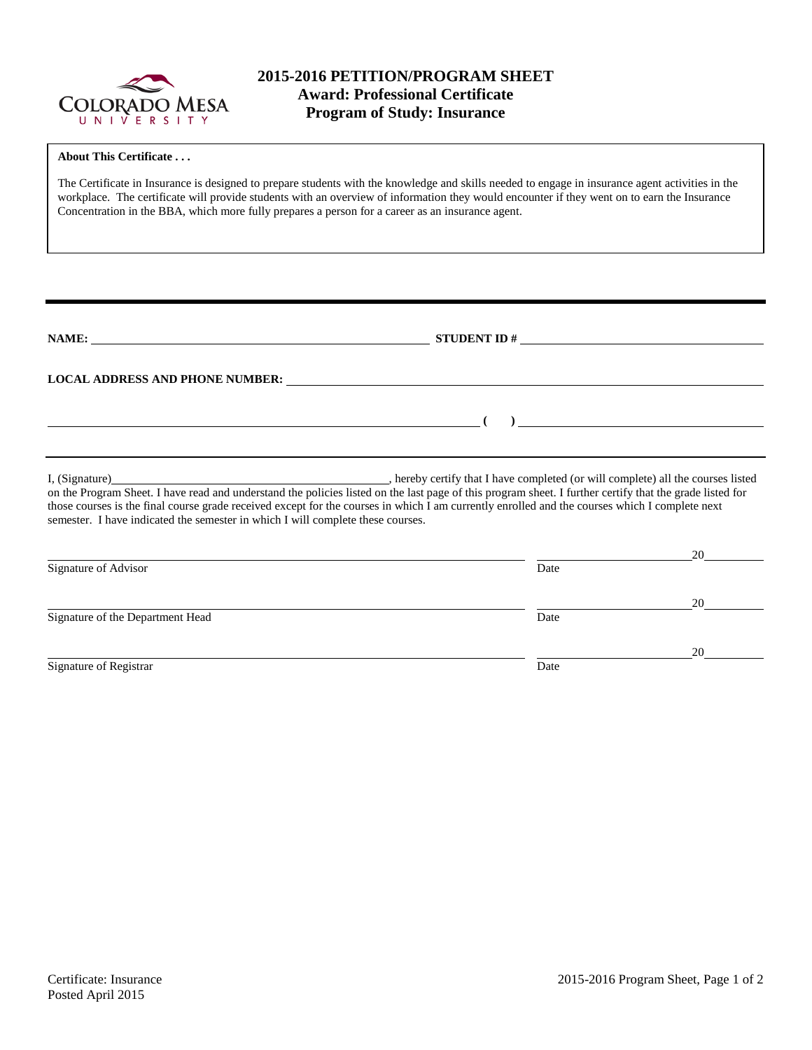# 2015-2016 PETITION/PROGRAM SHEET
## Award: Professional Certificate
## Program of Study: Insurance

**About This Certificate . . .**

The Certificate in Insurance is designed to prepare students with the knowledge and skills needed to engage in insurance agent activities in the workplace. The certificate will provide students with an overview of information they would encounter if they went on to earn the Insurance Concentration in the BBA, which more fully prepares a person for a career as an insurance agent.

---

**NAME:** ______________________________ **STUDENT ID #** ______________________________

**LOCAL ADDRESS AND PHONE NUMBER:** ______________________________

______________________________ **( )** ______________________________

---

I, (Signature)______________________________, hereby certify that I have completed (or will complete) all the courses listed on the Program Sheet. I have read and understand the policies listed on the last page of this program sheet. I further certify that the grade listed for those courses is the final course grade received except for the courses in which I am currently enrolled and the courses which I complete next semester. I have indicated the semester in which I will complete these courses.

______________________________ ______________ 20______
Signature of Advisor Date

______________________________ ______________ 20______
Signature of the Department Head Date

______________________________ ______________ 20______
Signature of Registrar Date

Certificate: Insurance
Posted April 2015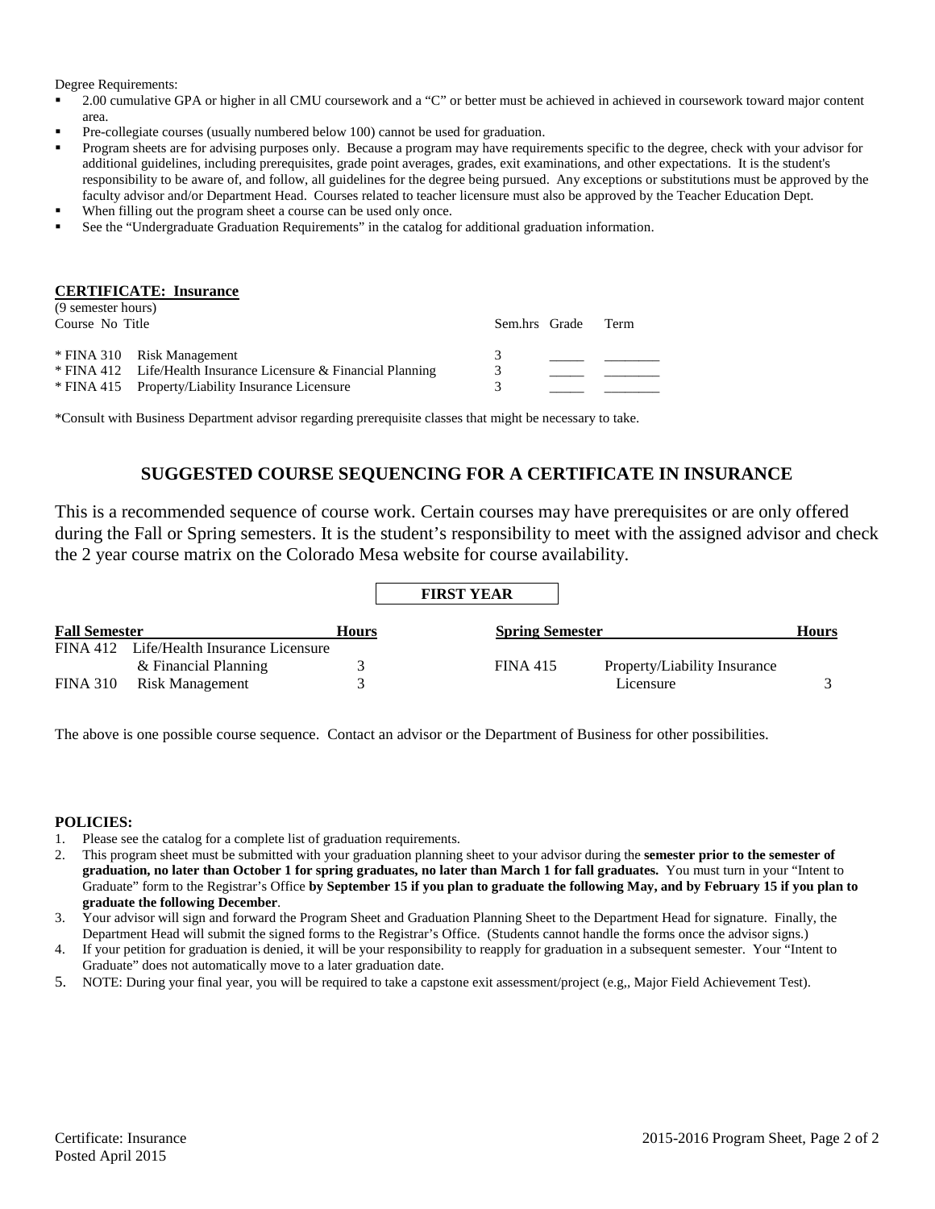Degree Requirements:

- 2.00 cumulative GPA or higher in all CMU coursework and a "C" or better must be achieved in achieved in coursework toward major content area.
- Pre-collegiate courses (usually numbered below 100) cannot be used for graduation.
- Program sheets are for advising purposes only. Because a program may have requirements specific to the degree, check with your advisor for additional guidelines, including prerequisites, grade point averages, grades, exit examinations, and other expectations. It is the student's responsibility to be aware of, and follow, all guidelines for the degree being pursued. Any exceptions or substitutions must be approved by the faculty advisor and/or Department Head. Courses related to teacher licensure must also be approved by the Teacher Education Dept.
- When filling out the program sheet a course can be used only once.
- See the "Undergraduate Graduation Requirements" in the catalog for additional graduation information.

**CERTIFICATE: Insurance**

(9 semester hours)

| Course No | Title | Sem.hrs | Grade | Term |
|---|---|---|---|---|
| * FINA 310 | Risk Management | 3 | _____ | ________ |
| * FINA 412 | Life/Health Insurance Licensure & Financial Planning | 3 | _____ | ________ |
| * FINA 415 | Property/Liability Insurance Licensure | 3 | _____ | ________ |

*Consult with Business Department advisor regarding prerequisite classes that might be necessary to take.

## SUGGESTED COURSE SEQUENCING FOR A CERTIFICATE IN INSURANCE

This is a recommended sequence of course work. Certain courses may have prerequisites or are only offered during the Fall or Spring semesters. It is the student's responsibility to meet with the assigned advisor and check the 2 year course matrix on the Colorado Mesa website for course availability.

**FIRST YEAR**

| Fall Semester | | Hours | Spring Semester | | Hours |
|---|---|---|---|---|---|
| FINA 412 | Life/Health Insurance Licensure & Financial Planning | 3 | FINA 415 | Property/Liability Insurance Licensure | 3 |
| FINA 310 | Risk Management | 3 | | | |

The above is one possible course sequence. Contact an advisor or the Department of Business for other possibilities.

**POLICIES:**

1. Please see the catalog for a complete list of graduation requirements.
2. This program sheet must be submitted with your graduation planning sheet to your advisor during the **semester prior to the semester of graduation, no later than October 1 for spring graduates, no later than March 1 for fall graduates.** You must turn in your "Intent to Graduate" form to the Registrar's Office **by September 15 if you plan to graduate the following May, and by February 15 if you plan to graduate the following December**.
3. Your advisor will sign and forward the Program Sheet and Graduation Planning Sheet to the Department Head for signature. Finally, the Department Head will submit the signed forms to the Registrar's Office. (Students cannot handle the forms once the advisor signs.)
4. If your petition for graduation is denied, it will be your responsibility to reapply for graduation in a subsequent semester. Your "Intent to Graduate" does not automatically move to a later graduation date.
5. NOTE: During your final year, you will be required to take a capstone exit assessment/project (e.g,, Major Field Achievement Test).

Certificate: Insurance
Posted April 2015